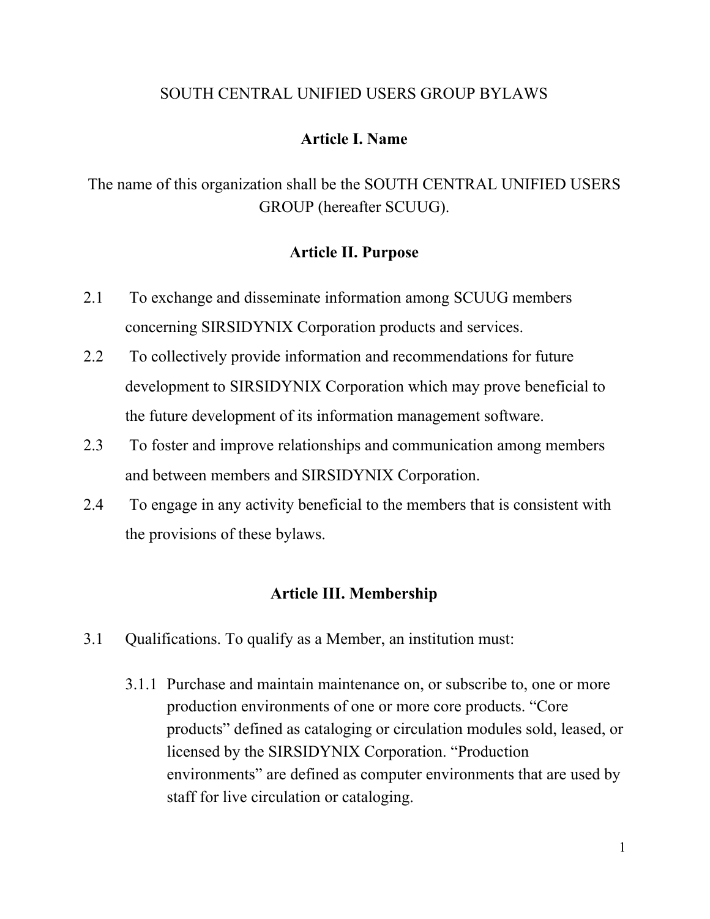# SOUTH CENTRAL UNIFIED USERS GROUP BYLAWS

## Article I. Name

The name of this organization shall be the SOUTH CENTRAL UNIFIED USERS GROUP (hereafter SCUUG).

## Article II. Purpose

2.1 To exchange and disseminate information among SCUUG members concerning SIRSIDYNIX Corporation products and services.

2.2 To collectively provide information and recommendations for future development to SIRSIDYNIX Corporation which may prove beneficial to the future development of its information management software.

2.3 To foster and improve relationships and communication among members and between members and SIRSIDYNIX Corporation.

2.4 To engage in any activity beneficial to the members that is consistent with the provisions of these bylaws.

## Article III. Membership

3.1 Qualifications. To qualify as a Member, an institution must:

3.1.1 Purchase and maintain maintenance on, or subscribe to, one or more production environments of one or more core products. "Core products" defined as cataloging or circulation modules sold, leased, or licensed by the SIRSIDYNIX Corporation. "Production environments" are defined as computer environments that are used by staff for live circulation or cataloging.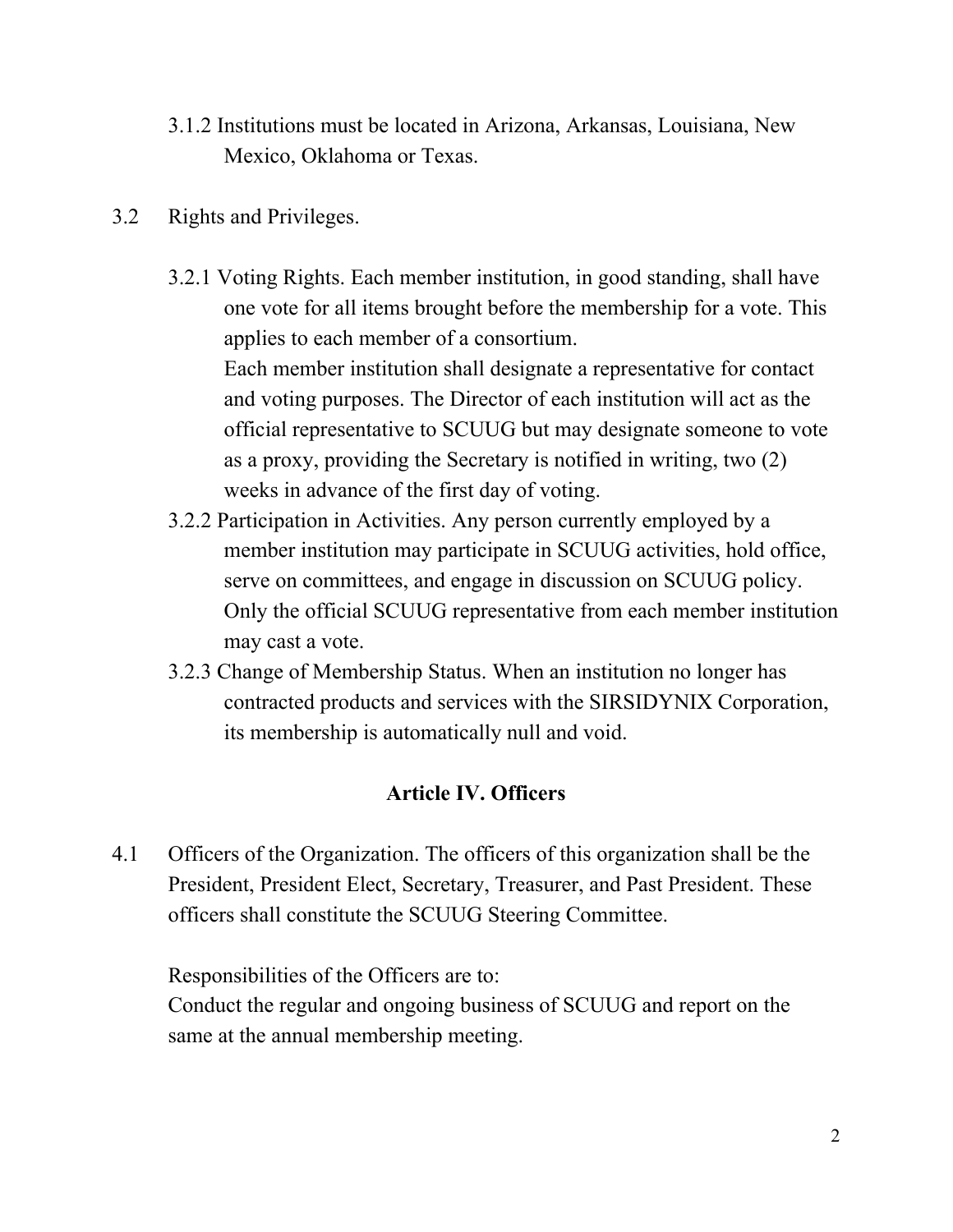3.1.2 Institutions must be located in Arizona, Arkansas, Louisiana, New Mexico, Oklahoma or Texas.

3.2 Rights and Privileges.

3.2.1 Voting Rights. Each member institution, in good standing, shall have one vote for all items brought before the membership for a vote. This applies to each member of a consortium.
Each member institution shall designate a representative for contact and voting purposes. The Director of each institution will act as the official representative to SCUUG but may designate someone to vote as a proxy, providing the Secretary is notified in writing, two (2) weeks in advance of the first day of voting.

3.2.2 Participation in Activities. Any person currently employed by a member institution may participate in SCUUG activities, hold office, serve on committees, and engage in discussion on SCUUG policy. Only the official SCUUG representative from each member institution may cast a vote.

3.2.3 Change of Membership Status. When an institution no longer has contracted products and services with the SIRSIDYNIX Corporation, its membership is automatically null and void.

## Article IV. Officers

4.1 Officers of the Organization. The officers of this organization shall be the President, President Elect, Secretary, Treasurer, and Past President. These officers shall constitute the SCUUG Steering Committee.

Responsibilities of the Officers are to:
Conduct the regular and ongoing business of SCUUG and report on the same at the annual membership meeting.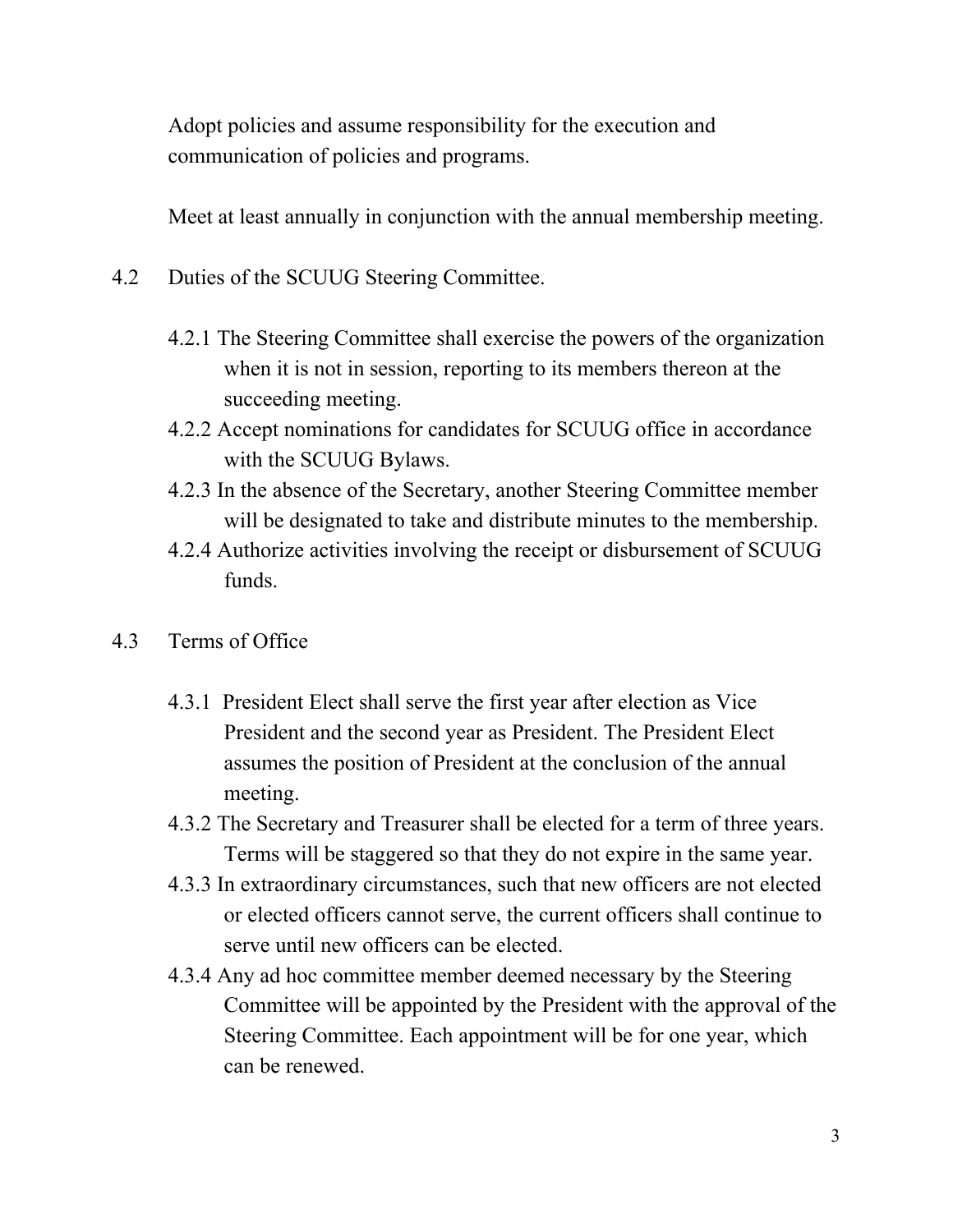Adopt policies and assume responsibility for the execution and communication of policies and programs.

Meet at least annually in conjunction with the annual membership meeting.

4.2 Duties of the SCUUG Steering Committee.

4.2.1 The Steering Committee shall exercise the powers of the organization when it is not in session, reporting to its members thereon at the succeeding meeting.

4.2.2 Accept nominations for candidates for SCUUG office in accordance with the SCUUG Bylaws.

4.2.3 In the absence of the Secretary, another Steering Committee member will be designated to take and distribute minutes to the membership.

4.2.4 Authorize activities involving the receipt or disbursement of SCUUG funds.

4.3 Terms of Office

4.3.1 President Elect shall serve the first year after election as Vice President and the second year as President. The President Elect assumes the position of President at the conclusion of the annual meeting.

4.3.2 The Secretary and Treasurer shall be elected for a term of three years. Terms will be staggered so that they do not expire in the same year.

4.3.3 In extraordinary circumstances, such that new officers are not elected or elected officers cannot serve, the current officers shall continue to serve until new officers can be elected.

4.3.4 Any ad hoc committee member deemed necessary by the Steering Committee will be appointed by the President with the approval of the Steering Committee. Each appointment will be for one year, which can be renewed.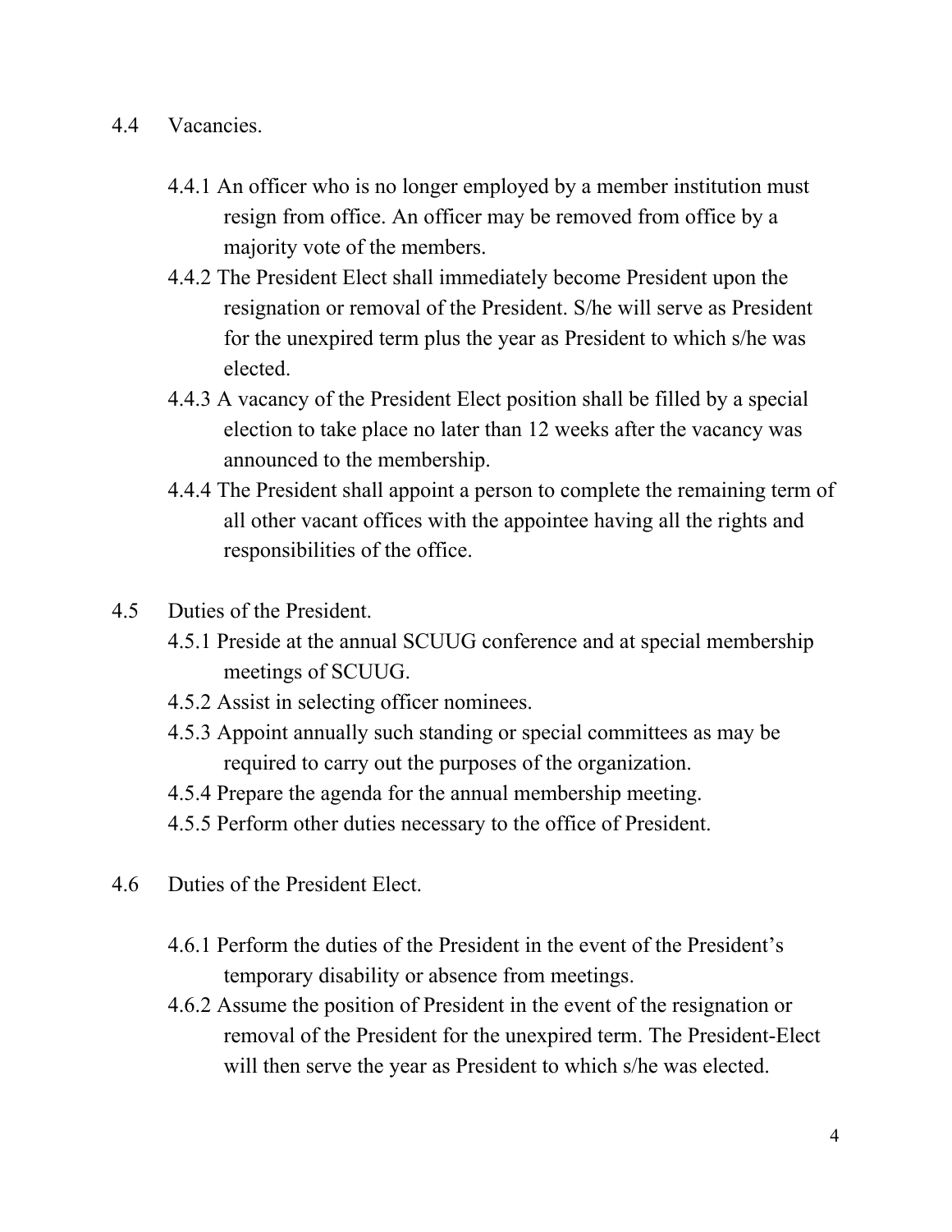4.4 Vacancies.

4.4.1 An officer who is no longer employed by a member institution must resign from office. An officer may be removed from office by a majority vote of the members.

4.4.2 The President Elect shall immediately become President upon the resignation or removal of the President. S/he will serve as President for the unexpired term plus the year as President to which s/he was elected.

4.4.3 A vacancy of the President Elect position shall be filled by a special election to take place no later than 12 weeks after the vacancy was announced to the membership.

4.4.4 The President shall appoint a person to complete the remaining term of all other vacant offices with the appointee having all the rights and responsibilities of the office.

4.5 Duties of the President.

4.5.1 Preside at the annual SCUUG conference and at special membership meetings of SCUUG.

4.5.2 Assist in selecting officer nominees.

4.5.3 Appoint annually such standing or special committees as may be required to carry out the purposes of the organization.

4.5.4 Prepare the agenda for the annual membership meeting.

4.5.5 Perform other duties necessary to the office of President.

4.6 Duties of the President Elect.

4.6.1 Perform the duties of the President in the event of the President's temporary disability or absence from meetings.

4.6.2 Assume the position of President in the event of the resignation or removal of the President for the unexpired term. The President-Elect will then serve the year as President to which s/he was elected.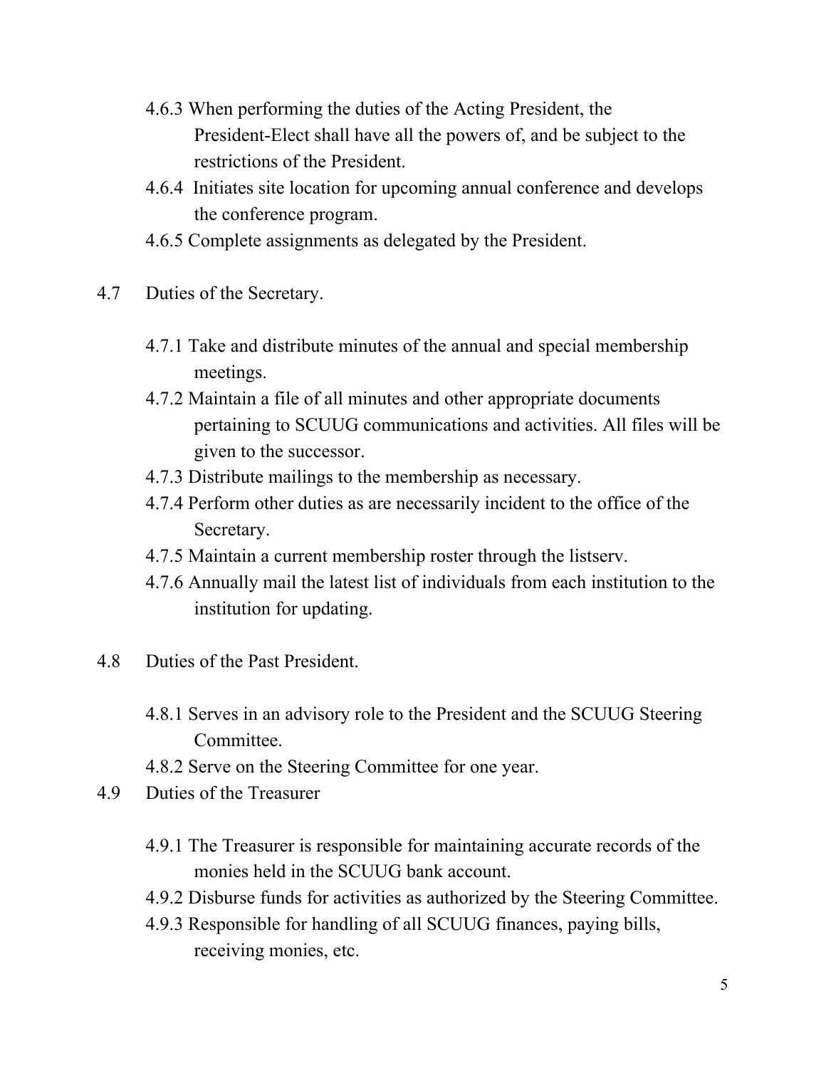4.6.3 When performing the duties of the Acting President, the President-Elect shall have all the powers of, and be subject to the restrictions of the President.

4.6.4 Initiates site location for upcoming annual conference and develops the conference program.

4.6.5 Complete assignments as delegated by the President.

4.7 Duties of the Secretary.

4.7.1 Take and distribute minutes of the annual and special membership meetings.

4.7.2 Maintain a file of all minutes and other appropriate documents pertaining to SCUUG communications and activities. All files will be given to the successor.

4.7.3 Distribute mailings to the membership as necessary.

4.7.4 Perform other duties as are necessarily incident to the office of the Secretary.

4.7.5 Maintain a current membership roster through the listserv.

4.7.6 Annually mail the latest list of individuals from each institution to the institution for updating.

4.8 Duties of the Past President.

4.8.1 Serves in an advisory role to the President and the SCUUG Steering Committee.

4.8.2 Serve on the Steering Committee for one year.

4.9 Duties of the Treasurer

4.9.1 The Treasurer is responsible for maintaining accurate records of the monies held in the SCUUG bank account.

4.9.2 Disburse funds for activities as authorized by the Steering Committee.

4.9.3 Responsible for handling of all SCUUG finances, paying bills, receiving monies, etc.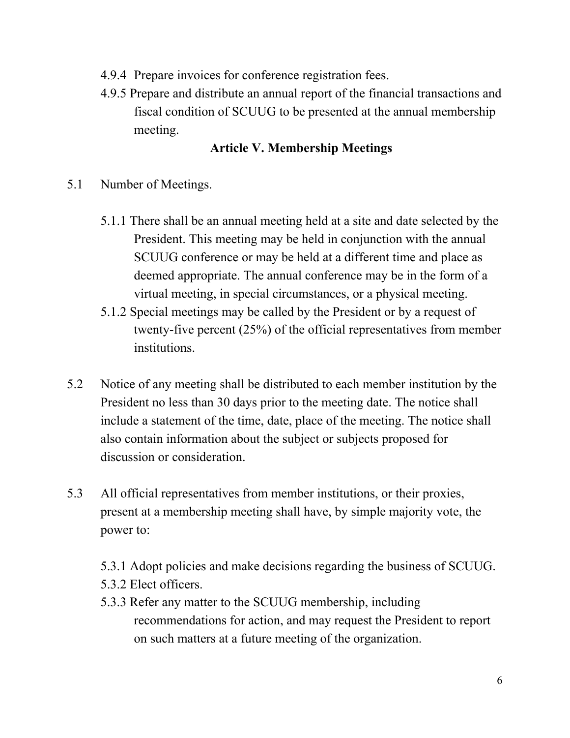4.9.4 Prepare invoices for conference registration fees.

4.9.5 Prepare and distribute an annual report of the financial transactions and fiscal condition of SCUUG to be presented at the annual membership meeting.

## Article V. Membership Meetings

5.1 Number of Meetings.

5.1.1 There shall be an annual meeting held at a site and date selected by the President. This meeting may be held in conjunction with the annual SCUUG conference or may be held at a different time and place as deemed appropriate. The annual conference may be in the form of a virtual meeting, in special circumstances, or a physical meeting.

5.1.2 Special meetings may be called by the President or by a request of twenty-five percent (25%) of the official representatives from member institutions.

5.2 Notice of any meeting shall be distributed to each member institution by the President no less than 30 days prior to the meeting date. The notice shall include a statement of the time, date, place of the meeting. The notice shall also contain information about the subject or subjects proposed for discussion or consideration.

5.3 All official representatives from member institutions, or their proxies, present at a membership meeting shall have, by simple majority vote, the power to:

5.3.1 Adopt policies and make decisions regarding the business of SCUUG.

5.3.2 Elect officers.

5.3.3 Refer any matter to the SCUUG membership, including recommendations for action, and may request the President to report on such matters at a future meeting of the organization.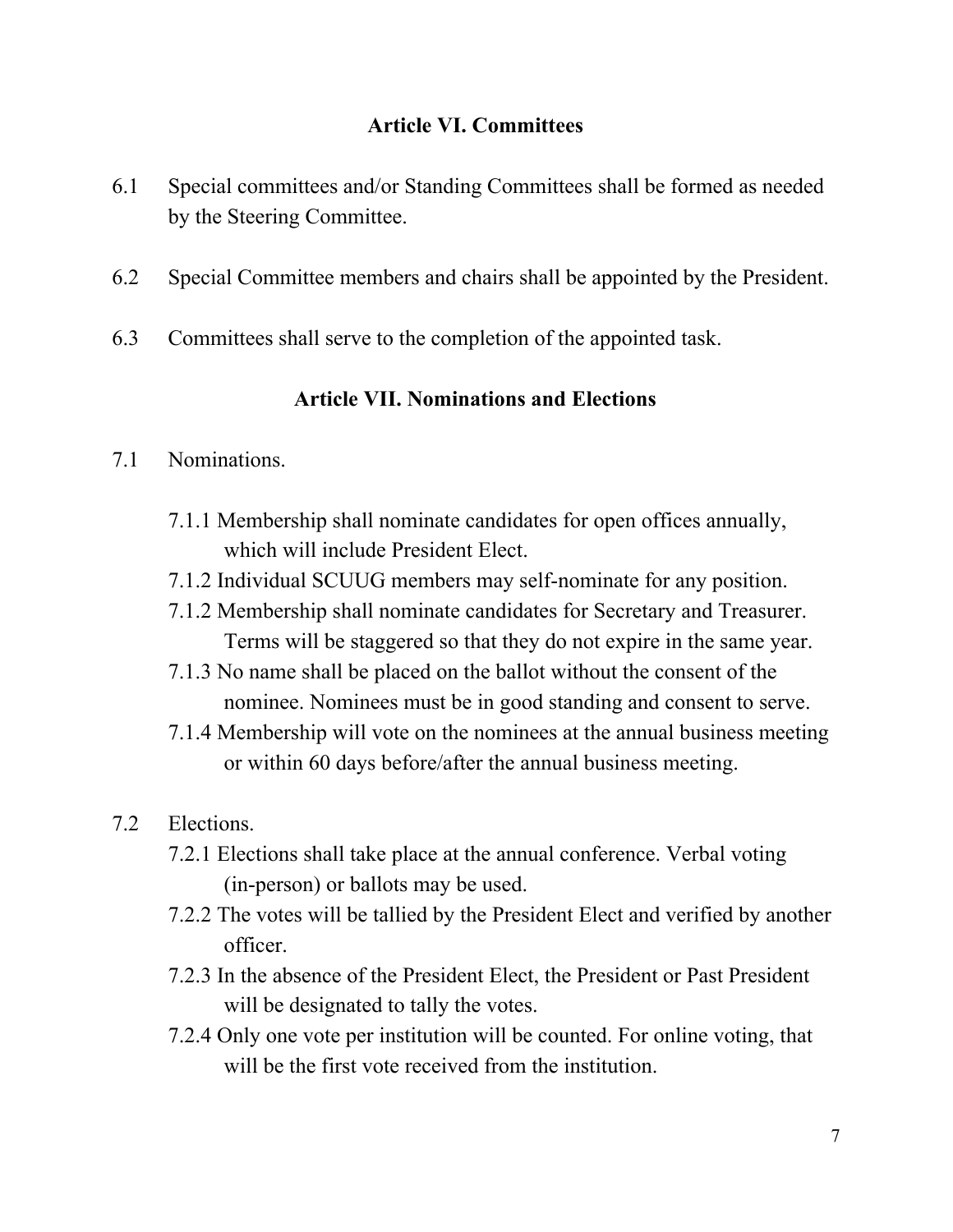## Article VI. Committees

6.1 Special committees and/or Standing Committees shall be formed as needed by the Steering Committee.

6.2 Special Committee members and chairs shall be appointed by the President.

6.3 Committees shall serve to the completion of the appointed task.

## Article VII. Nominations and Elections

7.1 Nominations.

- 7.1.1 Membership shall nominate candidates for open offices annually, which will include President Elect.
- 7.1.2 Individual SCUUG members may self-nominate for any position.
- 7.1.2 Membership shall nominate candidates for Secretary and Treasurer. Terms will be staggered so that they do not expire in the same year.
- 7.1.3 No name shall be placed on the ballot without the consent of the nominee. Nominees must be in good standing and consent to serve.
- 7.1.4 Membership will vote on the nominees at the annual business meeting or within 60 days before/after the annual business meeting.

7.2 Elections.

- 7.2.1 Elections shall take place at the annual conference. Verbal voting (in-person) or ballots may be used.
- 7.2.2 The votes will be tallied by the President Elect and verified by another officer.
- 7.2.3 In the absence of the President Elect, the President or Past President will be designated to tally the votes.
- 7.2.4 Only one vote per institution will be counted. For online voting, that will be the first vote received from the institution.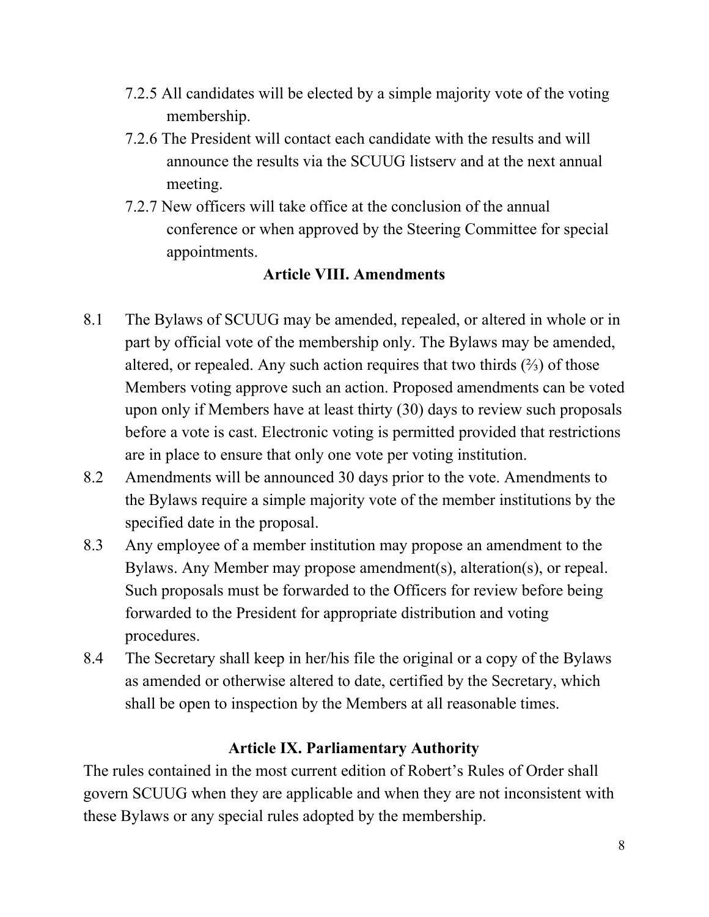7.2.5 All candidates will be elected by a simple majority vote of the voting membership.

7.2.6 The President will contact each candidate with the results and will announce the results via the SCUUG listserv and at the next annual meeting.

7.2.7 New officers will take office at the conclusion of the annual conference or when approved by the Steering Committee for special appointments.

## Article VIII. Amendments

8.1 The Bylaws of SCUUG may be amended, repealed, or altered in whole or in part by official vote of the membership only. The Bylaws may be amended, altered, or repealed. Any such action requires that two thirds (⅔) of those Members voting approve such an action. Proposed amendments can be voted upon only if Members have at least thirty (30) days to review such proposals before a vote is cast. Electronic voting is permitted provided that restrictions are in place to ensure that only one vote per voting institution.

8.2 Amendments will be announced 30 days prior to the vote. Amendments to the Bylaws require a simple majority vote of the member institutions by the specified date in the proposal.

8.3 Any employee of a member institution may propose an amendment to the Bylaws. Any Member may propose amendment(s), alteration(s), or repeal. Such proposals must be forwarded to the Officers for review before being forwarded to the President for appropriate distribution and voting procedures.

8.4 The Secretary shall keep in her/his file the original or a copy of the Bylaws as amended or otherwise altered to date, certified by the Secretary, which shall be open to inspection by the Members at all reasonable times.

## Article IX. Parliamentary Authority

The rules contained in the most current edition of Robert's Rules of Order shall govern SCUUG when they are applicable and when they are not inconsistent with these Bylaws or any special rules adopted by the membership.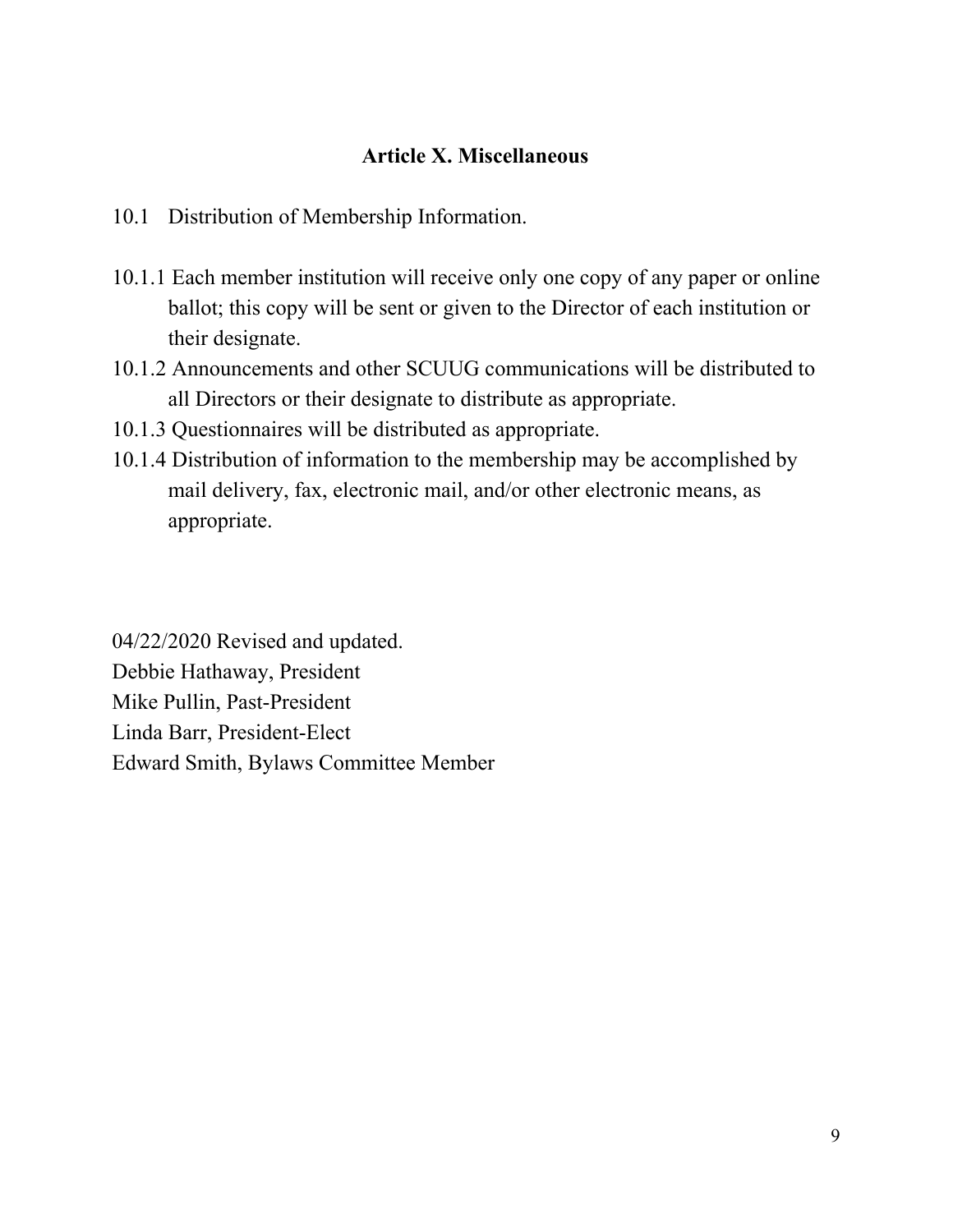## Article X. Miscellaneous

10.1 Distribution of Membership Information.

10.1.1 Each member institution will receive only one copy of any paper or online ballot; this copy will be sent or given to the Director of each institution or their designate.

10.1.2 Announcements and other SCUUG communications will be distributed to all Directors or their designate to distribute as appropriate.

10.1.3 Questionnaires will be distributed as appropriate.

10.1.4 Distribution of information to the membership may be accomplished by mail delivery, fax, electronic mail, and/or other electronic means, as appropriate.

04/22/2020 Revised and updated.
Debbie Hathaway, President
Mike Pullin, Past-President
Linda Barr, President-Elect
Edward Smith, Bylaws Committee Member